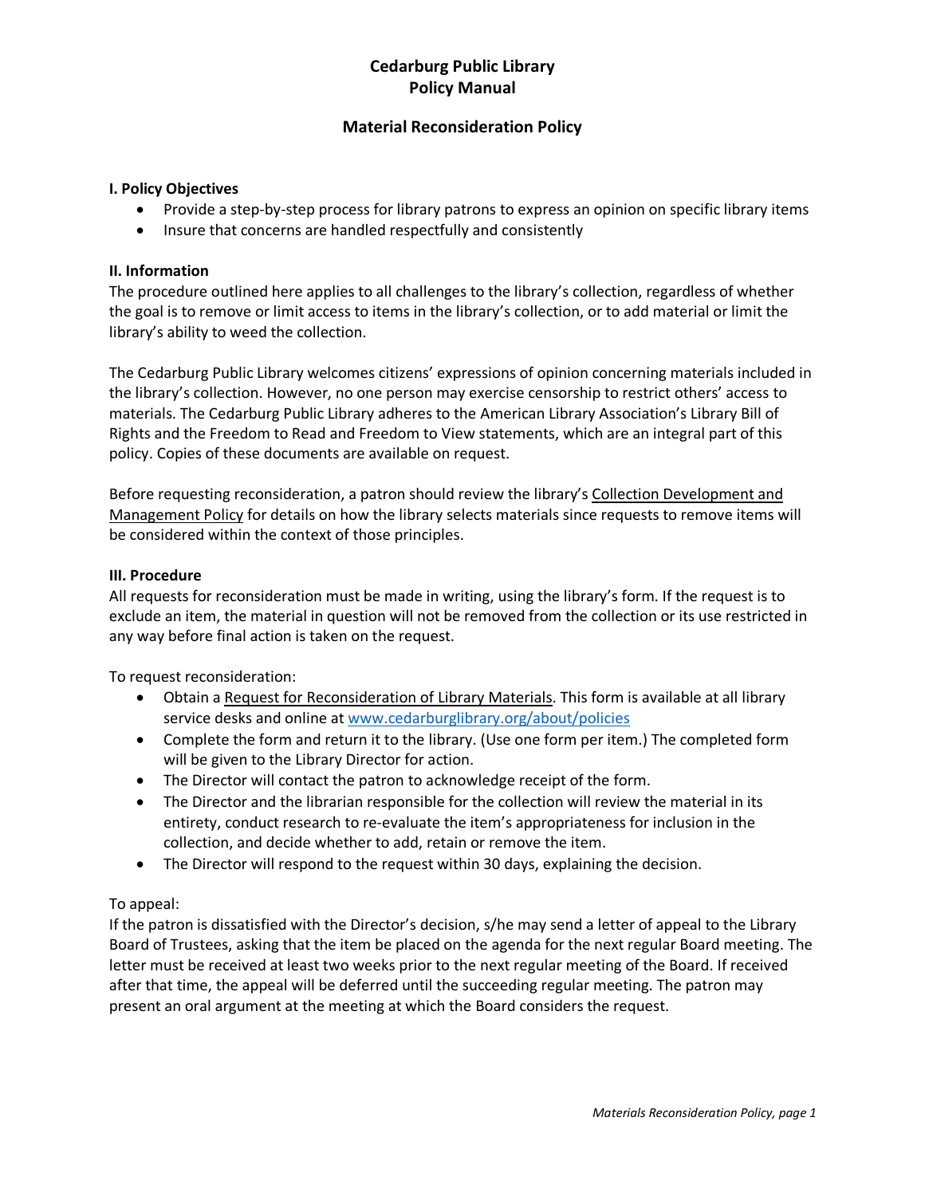# Cedarburg Public Library
# Policy Manual

## Material Reconsideration Policy

**I. Policy Objectives**

- Provide a step-by-step process for library patrons to express an opinion on specific library items
- Insure that concerns are handled respectfully and consistently

**II. Information**

The procedure outlined here applies to all challenges to the library's collection, regardless of whether the goal is to remove or limit access to items in the library's collection, or to add material or limit the library's ability to weed the collection.

The Cedarburg Public Library welcomes citizens' expressions of opinion concerning materials included in the library's collection. However, no one person may exercise censorship to restrict others' access to materials. The Cedarburg Public Library adheres to the American Library Association's Library Bill of Rights and the Freedom to Read and Freedom to View statements, which are an integral part of this policy. Copies of these documents are available on request.

Before requesting reconsideration, a patron should review the library's Collection Development and Management Policy for details on how the library selects materials since requests to remove items will be considered within the context of those principles.

**III. Procedure**

All requests for reconsideration must be made in writing, using the library's form. If the request is to exclude an item, the material in question will not be removed from the collection or its use restricted in any way before final action is taken on the request.

To request reconsideration:

- Obtain a Request for Reconsideration of Library Materials. This form is available at all library service desks and online at [www.cedarburglibrary.org/about/policies](http://www.cedarburglibrary.org/about/policies)
- Complete the form and return it to the library. (Use one form per item.) The completed form will be given to the Library Director for action.
- The Director will contact the patron to acknowledge receipt of the form.
- The Director and the librarian responsible for the collection will review the material in its entirety, conduct research to re-evaluate the item's appropriateness for inclusion in the collection, and decide whether to add, retain or remove the item.
- The Director will respond to the request within 30 days, explaining the decision.

To appeal:

If the patron is dissatisfied with the Director's decision, s/he may send a letter of appeal to the Library Board of Trustees, asking that the item be placed on the agenda for the next regular Board meeting. The letter must be received at least two weeks prior to the next regular meeting of the Board. If received after that time, the appeal will be deferred until the succeeding regular meeting. The patron may present an oral argument at the meeting at which the Board considers the request.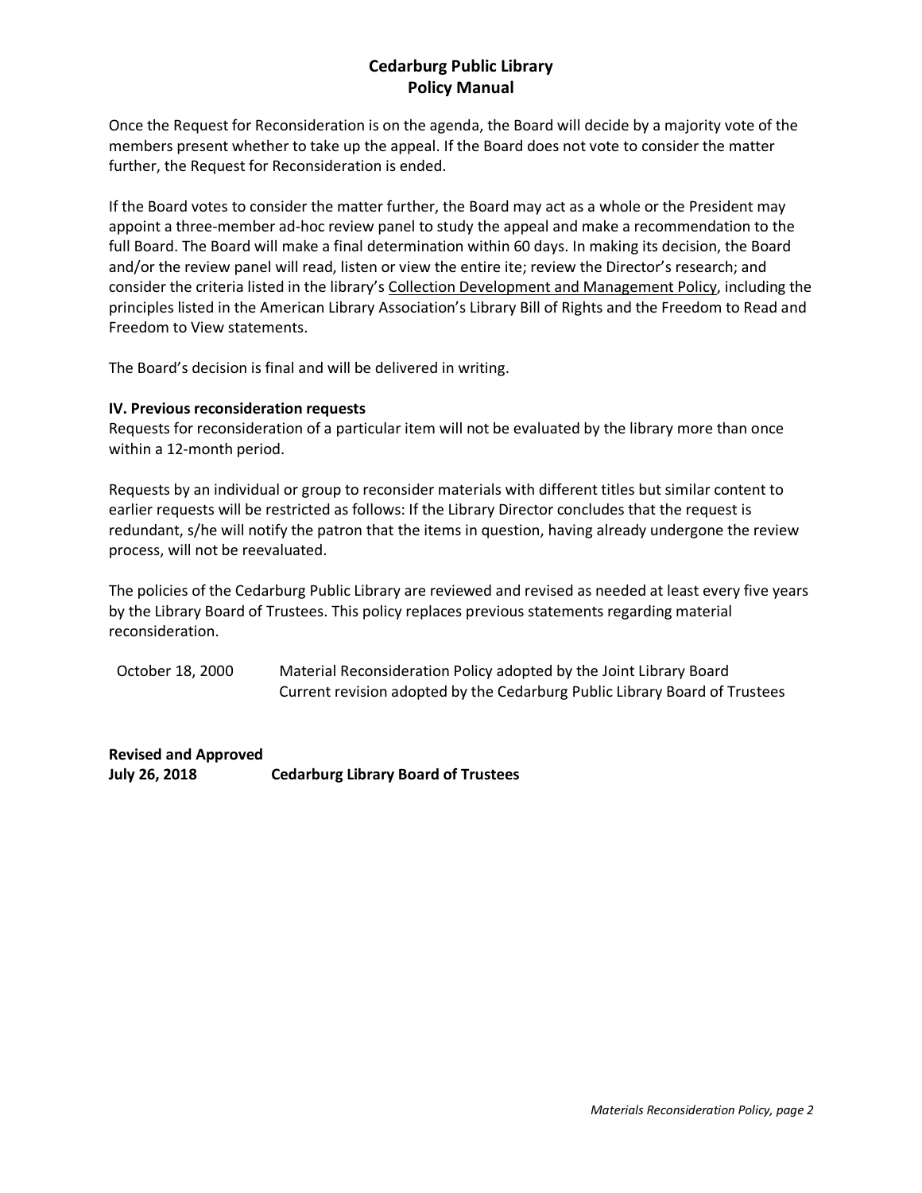Once the Request for Reconsideration is on the agenda, the Board will decide by a majority vote of the members present whether to take up the appeal. If the Board does not vote to consider the matter further, the Request for Reconsideration is ended.

If the Board votes to consider the matter further, the Board may act as a whole or the President may appoint a three-member ad-hoc review panel to study the appeal and make a recommendation to the full Board. The Board will make a final determination within 60 days. In making its decision, the Board and/or the review panel will read, listen or view the entire ite; review the Director's research; and consider the criteria listed in the library's Collection Development and Management Policy, including the principles listed in the American Library Association's Library Bill of Rights and the Freedom to Read and Freedom to View statements.

The Board's decision is final and will be delivered in writing.

**IV. Previous reconsideration requests**

Requests for reconsideration of a particular item will not be evaluated by the library more than once within a 12-month period.

Requests by an individual or group to reconsider materials with different titles but similar content to earlier requests will be restricted as follows: If the Library Director concludes that the request is redundant, s/he will notify the patron that the items in question, having already undergone the review process, will not be reevaluated.

The policies of the Cedarburg Public Library are reviewed and revised as needed at least every five years by the Library Board of Trustees. This policy replaces previous statements regarding material reconsideration.

| | |
|---|---|
| October 18, 2000 | Material Reconsideration Policy adopted by the Joint Library Board |
| | Current revision adopted by the Cedarburg Public Library Board of Trustees |

**Revised and Approved**
**July 26, 2018 Cedarburg Library Board of Trustees**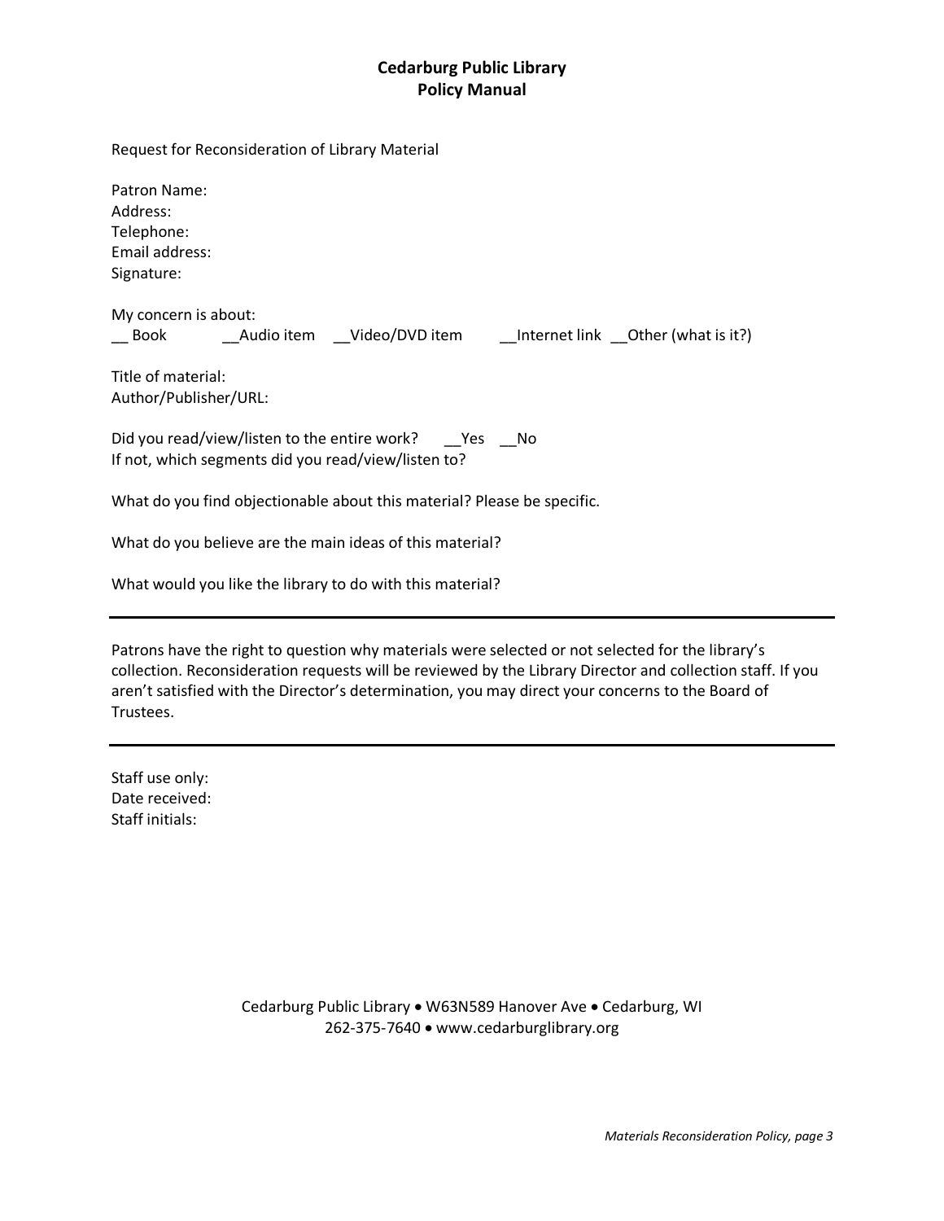Request for Reconsideration of Library Material

Patron Name:
Address:
Telephone:
Email address:
Signature:

My concern is about:
__ Book __Audio item __Video/DVD item __Internet link __Other (what is it?)

Title of material:
Author/Publisher/URL:

Did you read/view/listen to the entire work? __Yes __No
If not, which segments did you read/view/listen to?

What do you find objectionable about this material? Please be specific.

What do you believe are the main ideas of this material?

What would you like the library to do with this material?

---

Patrons have the right to question why materials were selected or not selected for the library's collection. Reconsideration requests will be reviewed by the Library Director and collection staff. If you aren't satisfied with the Director's determination, you may direct your concerns to the Board of Trustees.

---

Staff use only:
Date received:
Staff initials: